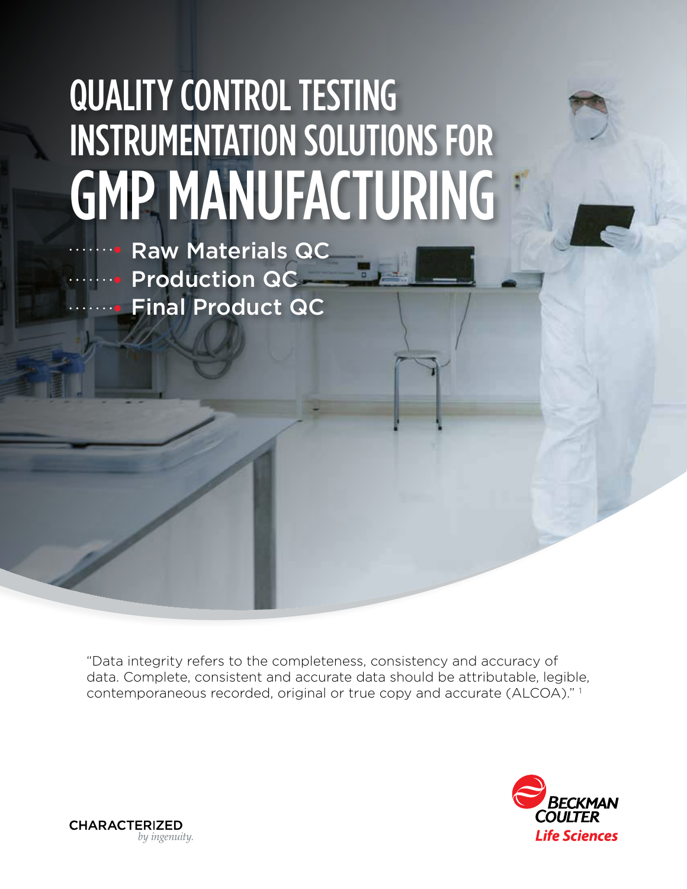# QUALITY CONTROL TESTING INSTRUMENTATION SOLUTIONS FOR GMP MANUFACTURING

- Raw Materials QC
- Production QC
- Final Product QC

"Data integrity refers to the completeness, consistency and accuracy of data. Complete, consistent and accurate data should be attributable, legible, contemporaneous recorded, original or true copy and accurate (ALCOA)." [1]

CHARACTERIZED *by ingenuity.*

BECKMAN COULTER *Life Sciences*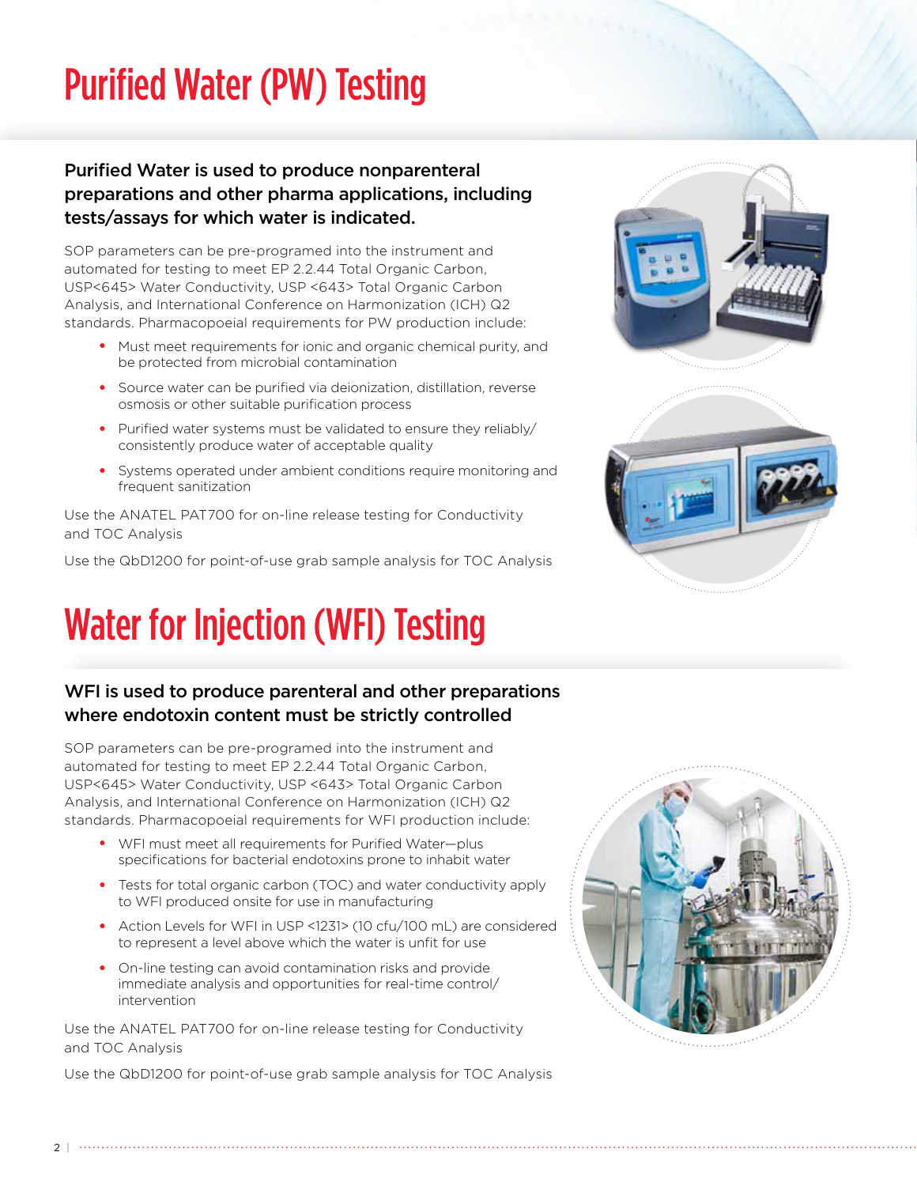# Purified Water (PW) Testing

### Purified Water is used to produce nonparenteral preparations and other pharma applications, including tests/assays for which water is indicated.

SOP parameters can be pre-programed into the instrument and automated for testing to meet EP 2.2.44 Total Organic Carbon, USP<645> Water Conductivity, USP <643> Total Organic Carbon Analysis, and International Conference on Harmonization (ICH) Q2 standards. Pharmacopoeial requirements for PW production include:

- Must meet requirements for ionic and organic chemical purity, and be protected from microbial contamination
- Source water can be purified via deionization, distillation, reverse osmosis or other suitable purification process
- Purified water systems must be validated to ensure they reliably/consistently produce water of acceptable quality
- Systems operated under ambient conditions require monitoring and frequent sanitization

Use the ANATEL PAT700 for on-line release testing for Conductivity and TOC Analysis

Use the QbD1200 for point-of-use grab sample analysis for TOC Analysis

# Water for Injection (WFI) Testing

### WFI is used to produce parenteral and other preparations where endotoxin content must be strictly controlled

SOP parameters can be pre-programed into the instrument and automated for testing to meet EP 2.2.44 Total Organic Carbon, USP<645> Water Conductivity, USP <643> Total Organic Carbon Analysis, and International Conference on Harmonization (ICH) Q2 standards. Pharmacopoeial requirements for WFI production include:

- WFI must meet all requirements for Purified Water—plus specifications for bacterial endotoxins prone to inhabit water
- Tests for total organic carbon (TOC) and water conductivity apply to WFI produced onsite for use in manufacturing
- Action Levels for WFI in USP <1231> (10 cfu/100 mL) are considered to represent a level above which the water is unfit for use
- On-line testing can avoid contamination risks and provide immediate analysis and opportunities for real-time control/intervention

Use the ANATEL PAT700 for on-line release testing for Conductivity and TOC Analysis

Use the QbD1200 for point-of-use grab sample analysis for TOC Analysis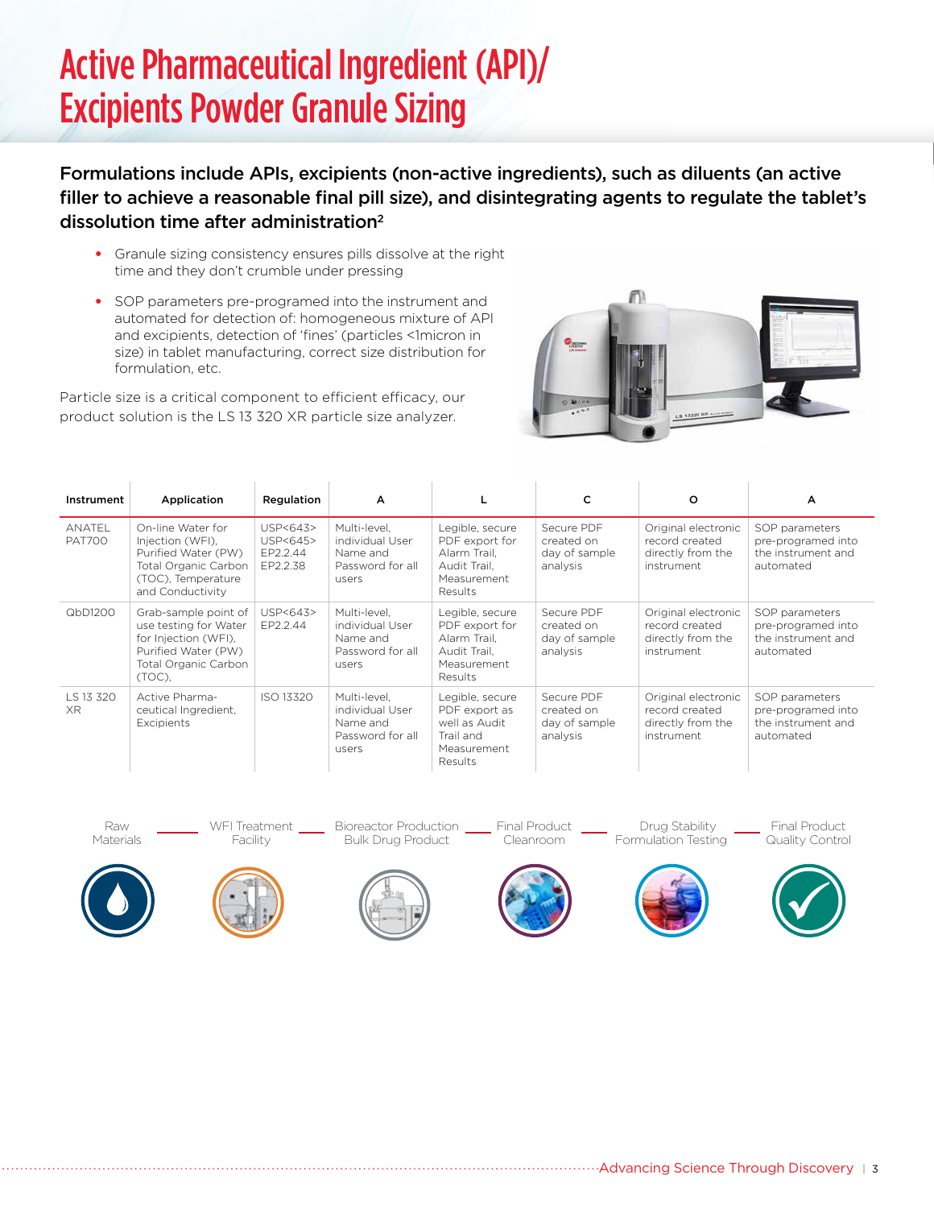# Active Pharmaceutical Ingredient (API)/ Excipients Powder Granule Sizing

**Formulations include APIs, excipients (non-active ingredients), such as diluents (an active filler to achieve a reasonable final pill size), and disintegrating agents to regulate the tablet's dissolution time after administration[2]**

- Granule sizing consistency ensures pills dissolve at the right time and they don't crumble under pressing
- SOP parameters pre-programed into the instrument and automated for detection of: homogeneous mixture of API and excipients, detection of 'fines' (particles <1micron in size) in tablet manufacturing, correct size distribution for formulation, etc.

Particle size is a critical component to efficient efficacy, our product solution is the LS 13 320 XR particle size analyzer.

| Instrument | Application | Regulation | A | L | C | O | A |
|---|---|---|---|---|---|---|---|
| ANATEL PAT700 | On-line Water for Injection (WFI), Purified Water (PW) Total Organic Carbon (TOC), Temperature and Conductivity | USP<643> USP<645> EP2.2.44 EP2.2.38 | Multi-level, individual User Name and Password for all users | Legible, secure PDF export for Alarm Trail, Audit Trail, Measurement Results | Secure PDF created on day of sample analysis | Original electronic record created directly from the instrument | SOP parameters pre-programed into the instrument and automated |
| QbD1200 | Grab-sample point of use testing for Water for Injection (WFI), Purified Water (PW) Total Organic Carbon (TOC), | USP<643> EP2.2.44 | Multi-level, individual User Name and Password for all users | Legible, secure PDF export for Alarm Trail, Audit Trail, Measurement Results | Secure PDF created on day of sample analysis | Original electronic record created directly from the instrument | SOP parameters pre-programed into the instrument and automated |
| LS 13 320 XR | Active Pharma-ceutical Ingredient, Excipients | ISO 13320 | Multi-level, individual User Name and Password for all users | Legible, secure PDF export as well as Audit Trail and Measurement Results | Secure PDF created on day of sample analysis | Original electronic record created directly from the instrument | SOP parameters pre-programed into the instrument and automated |

Raw Materials — WFI Treatment Facility — Bioreactor Production Bulk Drug Product — Final Product Cleanroom — Drug Stability Formulation Testing — Final Product Quality Control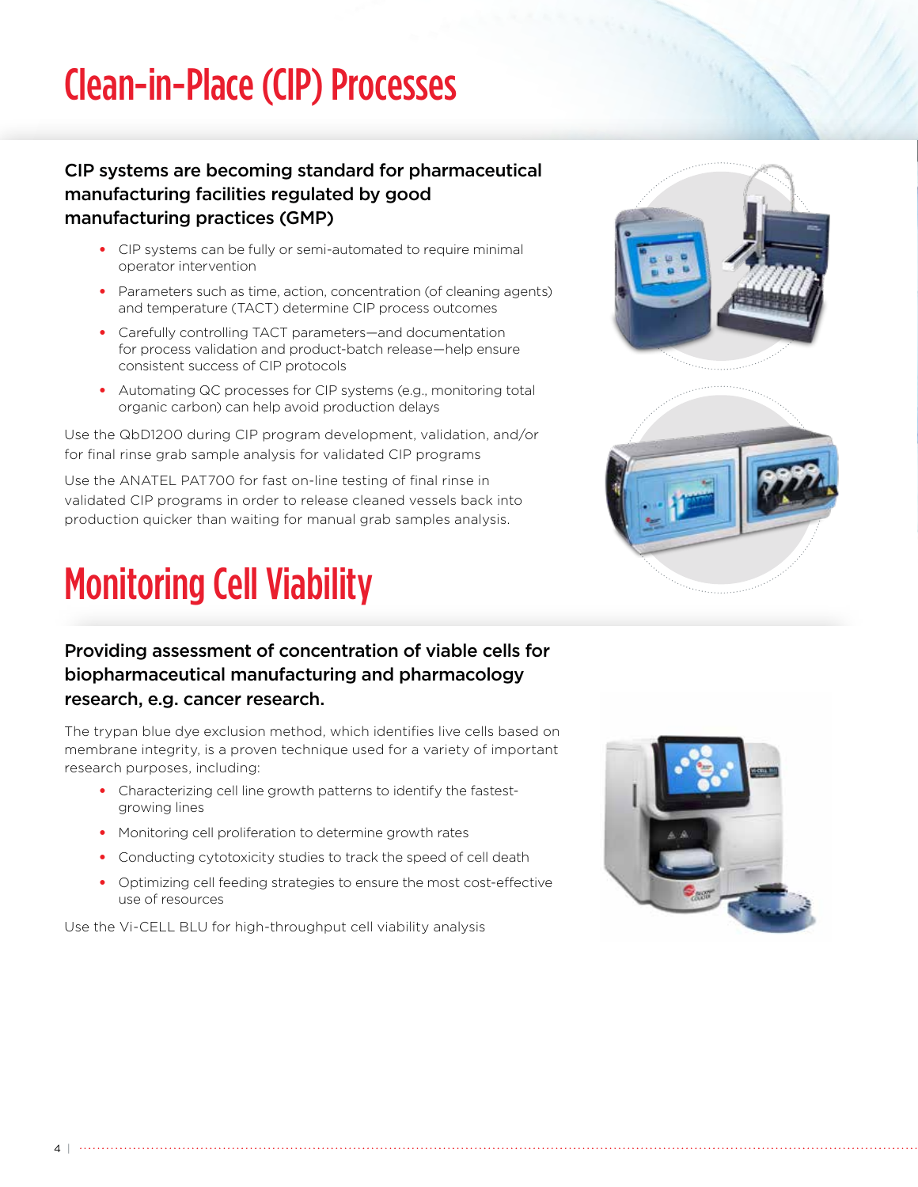# Clean-in-Place (CIP) Processes

### CIP systems are becoming standard for pharmaceutical manufacturing facilities regulated by good manufacturing practices (GMP)

- CIP systems can be fully or semi-automated to require minimal operator intervention
- Parameters such as time, action, concentration (of cleaning agents) and temperature (TACT) determine CIP process outcomes
- Carefully controlling TACT parameters—and documentation for process validation and product-batch release—help ensure consistent success of CIP protocols
- Automating QC processes for CIP systems (e.g., monitoring total organic carbon) can help avoid production delays

Use the QbD1200 during CIP program development, validation, and/or for final rinse grab sample analysis for validated CIP programs

Use the ANATEL PAT700 for fast on-line testing of final rinse in validated CIP programs in order to release cleaned vessels back into production quicker than waiting for manual grab samples analysis.

# Monitoring Cell Viability

### Providing assessment of concentration of viable cells for biopharmaceutical manufacturing and pharmacology research, e.g. cancer research.

The trypan blue dye exclusion method, which identifies live cells based on membrane integrity, is a proven technique used for a variety of important research purposes, including:

- Characterizing cell line growth patterns to identify the fastest-growing lines
- Monitoring cell proliferation to determine growth rates
- Conducting cytotoxicity studies to track the speed of cell death
- Optimizing cell feeding strategies to ensure the most cost-effective use of resources

Use the Vi-CELL BLU for high-throughput cell viability analysis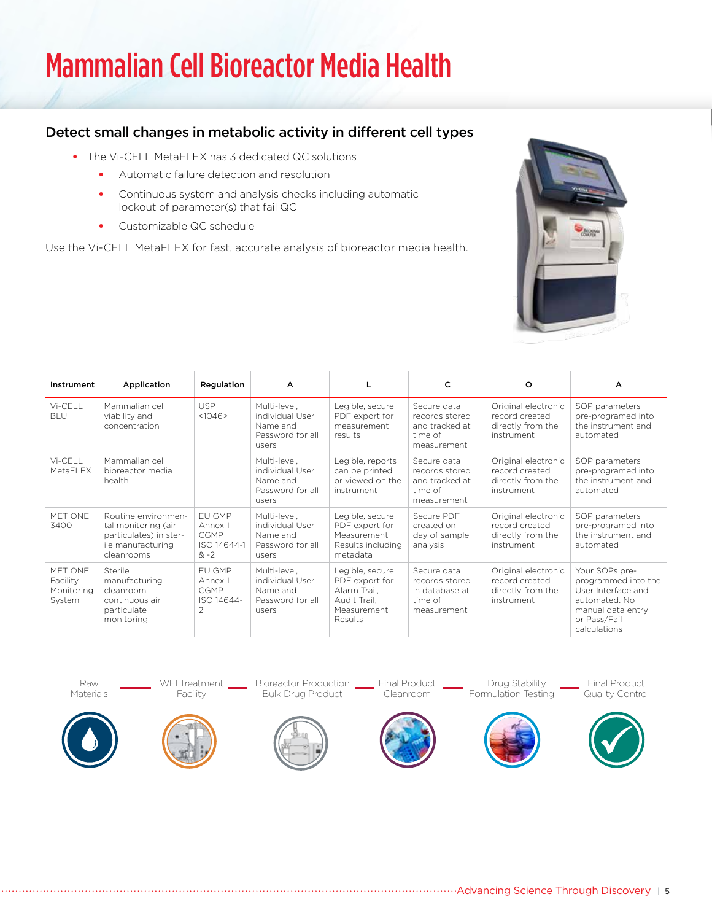# Mammalian Cell Bioreactor Media Health

## Detect small changes in metabolic activity in different cell types

- The Vi-CELL MetaFLEX has 3 dedicated QC solutions
  - Automatic failure detection and resolution
  - Continuous system and analysis checks including automatic lockout of parameter(s) that fail QC
  - Customizable QC schedule

Use the Vi-CELL MetaFLEX for fast, accurate analysis of bioreactor media health.

| Instrument | Application | Regulation | A | L | C | O | A |
|---|---|---|---|---|---|---|---|
| Vi-CELL BLU | Mammalian cell viability and concentration | USP <1046> | Multi-level, individual User Name and Password for all users | Legible, secure PDF export for measurement results | Secure data records stored and tracked at time of measurement | Original electronic record created directly from the instrument | SOP parameters pre-programed into the instrument and automated |
| Vi-CELL MetaFLEX | Mammalian cell bioreactor media health | | Multi-level, individual User Name and Password for all users | Legible, reports can be printed or viewed on the instrument | Secure data records stored and tracked at time of measurement | Original electronic record created directly from the instrument | SOP parameters pre-programed into the instrument and automated |
| MET ONE 3400 | Routine environmental monitoring (air particulates) in sterile manufacturing cleanrooms | EU GMP Annex 1 CGMP ISO 14644-1 & -2 | Multi-level, individual User Name and Password for all users | Legible, secure PDF export for Measurement Results including metadata | Secure PDF created on day of sample analysis | Original electronic record created directly from the instrument | SOP parameters pre-programed into the instrument and automated |
| MET ONE Facility Monitoring System | Sterile manufacturing cleanroom continuous air particulate monitoring | EU GMP Annex 1 CGMP ISO 14644-2 | Multi-level, individual User Name and Password for all users | Legible, secure PDF export for Alarm Trail, Audit Trail, Measurement Results | Secure data records stored in database at time of measurement | Original electronic record created directly from the instrument | Your SOPs pre-programmed into the User Interface and automated. No manual data entry or Pass/Fail calculations |

Raw Materials — WFI Treatment Facility — Bioreactor Production Bulk Drug Product — Final Product Cleanroom — Drug Stability Formulation Testing — Final Product Quality Control

Advancing Science Through Discovery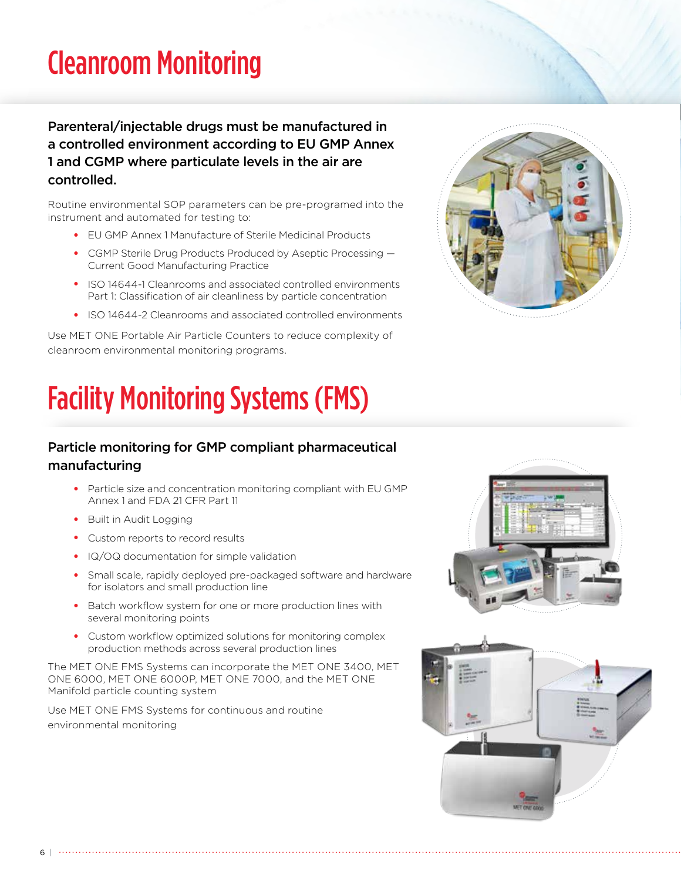# Cleanroom Monitoring

**Parenteral/injectable drugs must be manufactured in a controlled environment according to EU GMP Annex 1 and CGMP where particulate levels in the air are controlled.**

Routine environmental SOP parameters can be pre-programed into the instrument and automated for testing to:

- EU GMP Annex 1 Manufacture of Sterile Medicinal Products
- CGMP Sterile Drug Products Produced by Aseptic Processing — Current Good Manufacturing Practice
- ISO 14644-1 Cleanrooms and associated controlled environments Part 1: Classification of air cleanliness by particle concentration
- ISO 14644-2 Cleanrooms and associated controlled environments

Use MET ONE Portable Air Particle Counters to reduce complexity of cleanroom environmental monitoring programs.

# Facility Monitoring Systems (FMS)

## Particle monitoring for GMP compliant pharmaceutical manufacturing

- Particle size and concentration monitoring compliant with EU GMP Annex 1 and FDA 21 CFR Part 11
- Built in Audit Logging
- Custom reports to record results
- IQ/OQ documentation for simple validation
- Small scale, rapidly deployed pre-packaged software and hardware for isolators and small production line
- Batch workflow system for one or more production lines with several monitoring points
- Custom workflow optimized solutions for monitoring complex production methods across several production lines

The MET ONE FMS Systems can incorporate the MET ONE 3400, MET ONE 6000, MET ONE 6000P, MET ONE 7000, and the MET ONE Manifold particle counting system

Use MET ONE FMS Systems for continuous and routine environmental monitoring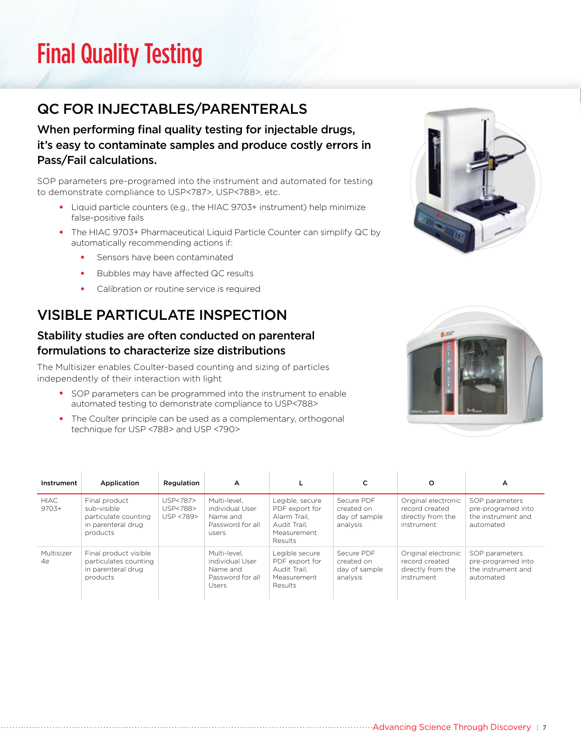# Final Quality Testing

## QC FOR INJECTABLES/PARENTERALS

### When performing final quality testing for injectable drugs, it's easy to contaminate samples and produce costly errors in Pass/Fail calculations.

SOP parameters pre-programed into the instrument and automated for testing to demonstrate compliance to USP<787>, USP<788>, etc.

- Liquid particle counters (e.g., the HIAC 9703+ instrument) help minimize false-positive fails
- The HIAC 9703+ Pharmaceutical Liquid Particle Counter can simplify QC by automatically recommending actions if:
  - Sensors have been contaminated
  - Bubbles may have affected QC results
  - Calibration or routine service is required

## VISIBLE PARTICULATE INSPECTION

### Stability studies are often conducted on parenteral formulations to characterize size distributions

The Multisizer enables Coulter-based counting and sizing of particles independently of their interaction with light

- SOP parameters can be programmed into the instrument to enable automated testing to demonstrate compliance to USP<788>
- The Coulter principle can be used as a complementary, orthogonal technique for USP <788> and USP <790>

| Instrument | Application | Regulation | A | L | C | O | A |
|---|---|---|---|---|---|---|---|
| HIAC 9703+ | Final product sub-visible particulate counting in parenteral drug products | USP<787> USP<788> USP <789> | Multi-level, individual User Name and Password for all users | Legible, secure PDF export for Alarm Trail, Audit Trail, Measurement Results | Secure PDF created on day of sample analysis | Original electronic record created directly from the instrument | SOP parameters pre-programed into the instrument and automated |
| Multisizer 4e | Final product visible particulates counting in parenteral drug products | | Multi-level, individual User Name and Password for all Users | Legible secure PDF export for Audit Trail, Measurement Results | Secure PDF created on day of sample analysis | Original electronic record created directly from the instrument | SOP parameters pre-programed into the instrument and automated |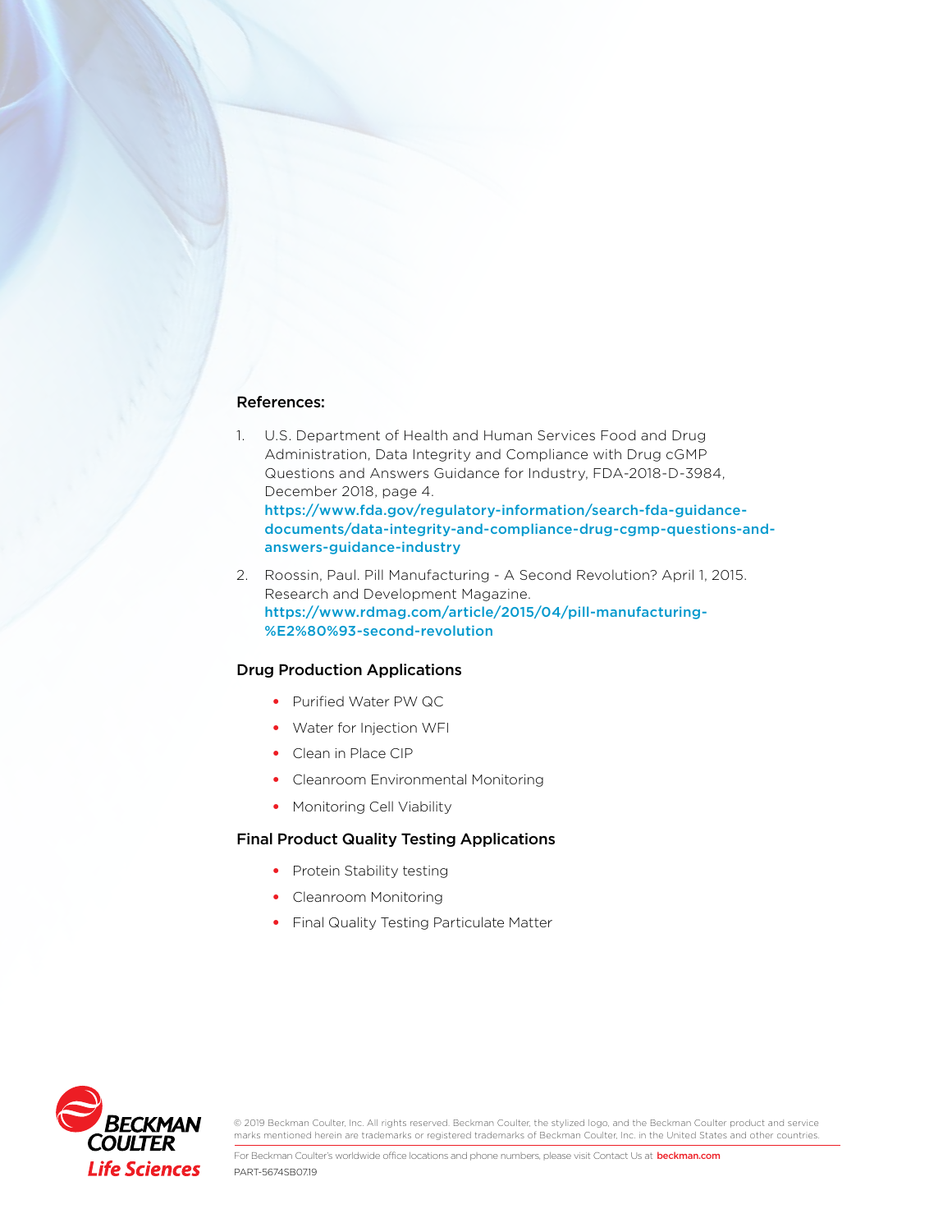## References:

1. U.S. Department of Health and Human Services Food and Drug Administration, Data Integrity and Compliance with Drug cGMP Questions and Answers Guidance for Industry, FDA-2018-D-3984, December 2018, page 4. https://www.fda.gov/regulatory-information/search-fda-guidance-documents/data-integrity-and-compliance-drug-cgmp-questions-and-answers-guidance-industry

2. Roossin, Paul. Pill Manufacturing - A Second Revolution? April 1, 2015. Research and Development Magazine. https://www.rdmag.com/article/2015/04/pill-manufacturing-%E2%80%93-second-revolution

### Drug Production Applications

- Purified Water PW QC
- Water for Injection WFI
- Clean in Place CIP
- Cleanroom Environmental Monitoring
- Monitoring Cell Viability

### Final Product Quality Testing Applications

- Protein Stability testing
- Cleanroom Monitoring
- Final Quality Testing Particulate Matter

BECKMAN COULTER Life Sciences

© 2019 Beckman Coulter, Inc. All rights reserved. Beckman Coulter, the stylized logo, and the Beckman Coulter product and service marks mentioned herein are trademarks or registered trademarks of Beckman Coulter, Inc. in the United States and other countries.

For Beckman Coulter's worldwide office locations and phone numbers, please visit Contact Us at **beckman.com**

PART-5674SB07.19